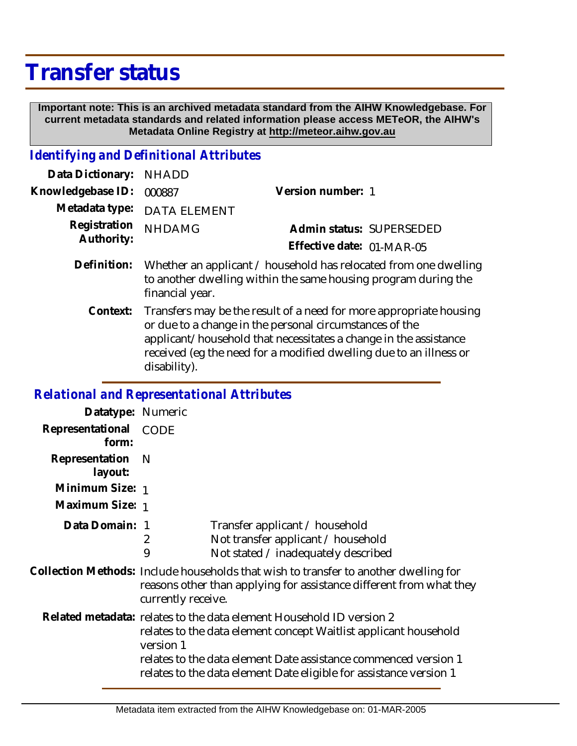# Transfer status

**Important note: This is an archived metadata standard from the AIHW Knowledgebase. For current metadata standards and related information please access METeOR, the AIHW's Metadata Online Registry at http://meteor.aihw.gov.au**

## *Identifying and Definitional Attributes*

**Data Dictionary:** NHADD

**Knowledgebase ID:** 000887

**Version number:** 1

**Metadata type:** DATA ELEMENT

**Registration Authority:** NHDAMG

**Admin status:** SUPERSEDED

**Effective date:** 01-MAR-05

**Definition:** Whether an applicant / household has relocated from one dwelling to another dwelling within the same housing program during the financial year.

**Context:** Transfers may be the result of a need for more appropriate housing or due to a change in the personal circumstances of the applicant/household that necessitates a change in the assistance received (eg the need for a modified dwelling due to an illness or disability).

## *Relational and Representational Attributes*

**Datatype:** Numeric

**Representational form:** CODE

**Representation layout:** N

**Minimum Size:** 1

**Maximum Size:** 1

**Data Domain:**

| Code | Description |
|---|---|
| 1 | Transfer applicant / household |
| 2 | Not transfer applicant / household |
| 9 | Not stated / inadequately described |

**Collection Methods:** Include households that wish to transfer to another dwelling for reasons other than applying for assistance different from what they currently receive.

**Related metadata:** relates to the data element Household ID version 2
relates to the data element concept Waitlist applicant household version 1
relates to the data element Date assistance commenced version 1
relates to the data element Date eligible for assistance version 1

Metadata item extracted from the AIHW Knowledgebase on: 01-MAR-2005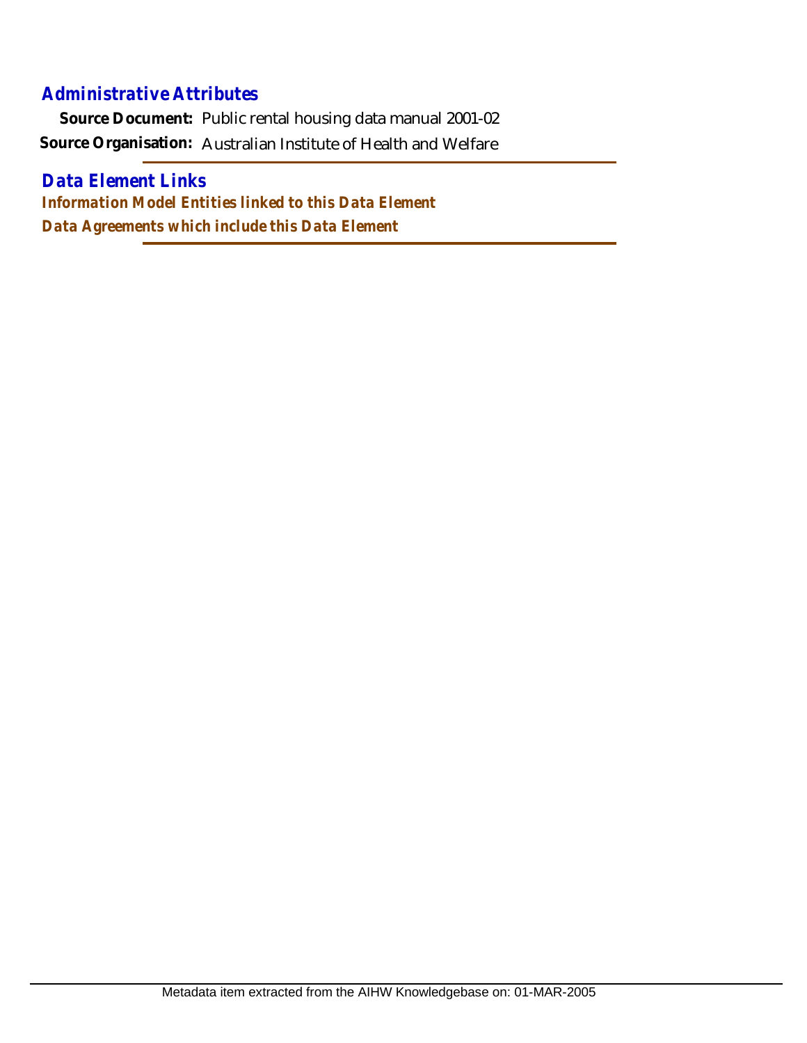## Administrative Attributes

**Source Document:** Public rental housing data manual 2001-02

**Source Organisation:** Australian Institute of Health and Welfare

## Data Element Links

***Information Model Entities linked to this Data Element***

***Data Agreements which include this Data Element***